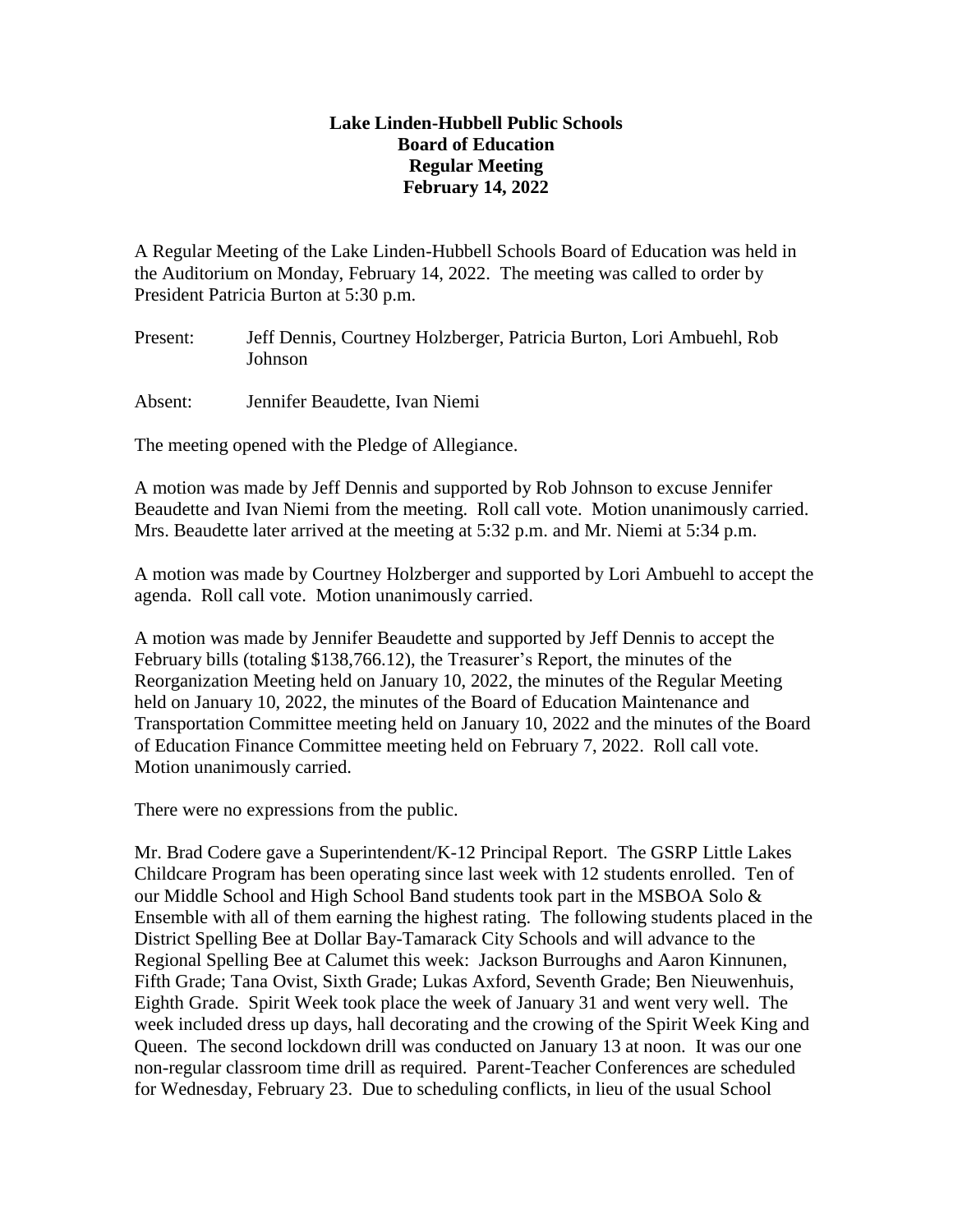**Lake Linden-Hubbell Public Schools**
**Board of Education**
**Regular Meeting**
**February 14, 2022**

A Regular Meeting of the Lake Linden-Hubbell Schools Board of Education was held in the Auditorium on Monday, February 14, 2022. The meeting was called to order by President Patricia Burton at 5:30 p.m.

Present: Jeff Dennis, Courtney Holzberger, Patricia Burton, Lori Ambuehl, Rob Johnson

Absent: Jennifer Beaudette, Ivan Niemi

The meeting opened with the Pledge of Allegiance.

A motion was made by Jeff Dennis and supported by Rob Johnson to excuse Jennifer Beaudette and Ivan Niemi from the meeting. Roll call vote. Motion unanimously carried. Mrs. Beaudette later arrived at the meeting at 5:32 p.m. and Mr. Niemi at 5:34 p.m.

A motion was made by Courtney Holzberger and supported by Lori Ambuehl to accept the agenda. Roll call vote. Motion unanimously carried.

A motion was made by Jennifer Beaudette and supported by Jeff Dennis to accept the February bills (totaling $138,766.12), the Treasurer's Report, the minutes of the Reorganization Meeting held on January 10, 2022, the minutes of the Regular Meeting held on January 10, 2022, the minutes of the Board of Education Maintenance and Transportation Committee meeting held on January 10, 2022 and the minutes of the Board of Education Finance Committee meeting held on February 7, 2022. Roll call vote. Motion unanimously carried.

There were no expressions from the public.

Mr. Brad Codere gave a Superintendent/K-12 Principal Report. The GSRP Little Lakes Childcare Program has been operating since last week with 12 students enrolled. Ten of our Middle School and High School Band students took part in the MSBOA Solo & Ensemble with all of them earning the highest rating. The following students placed in the District Spelling Bee at Dollar Bay-Tamarack City Schools and will advance to the Regional Spelling Bee at Calumet this week: Jackson Burroughs and Aaron Kinnunen, Fifth Grade; Tana Ovist, Sixth Grade; Lukas Axford, Seventh Grade; Ben Nieuwenhuis, Eighth Grade. Spirit Week took place the week of January 31 and went very well. The week included dress up days, hall decorating and the crowing of the Spirit Week King and Queen. The second lockdown drill was conducted on January 13 at noon. It was our one non-regular classroom time drill as required. Parent-Teacher Conferences are scheduled for Wednesday, February 23. Due to scheduling conflicts, in lieu of the usual School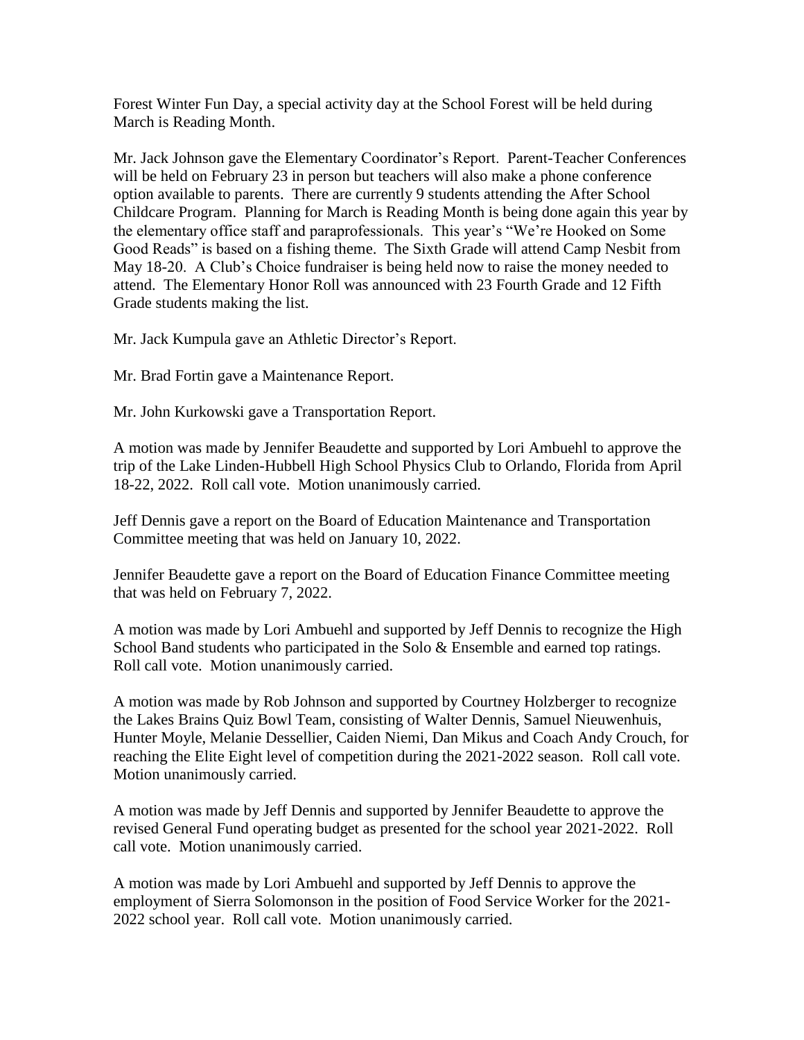Forest Winter Fun Day, a special activity day at the School Forest will be held during March is Reading Month.

Mr. Jack Johnson gave the Elementary Coordinator's Report. Parent-Teacher Conferences will be held on February 23 in person but teachers will also make a phone conference option available to parents. There are currently 9 students attending the After School Childcare Program. Planning for March is Reading Month is being done again this year by the elementary office staff and paraprofessionals. This year's "We're Hooked on Some Good Reads" is based on a fishing theme. The Sixth Grade will attend Camp Nesbit from May 18-20. A Club's Choice fundraiser is being held now to raise the money needed to attend. The Elementary Honor Roll was announced with 23 Fourth Grade and 12 Fifth Grade students making the list.

Mr. Jack Kumpula gave an Athletic Director's Report.

Mr. Brad Fortin gave a Maintenance Report.

Mr. John Kurkowski gave a Transportation Report.

A motion was made by Jennifer Beaudette and supported by Lori Ambuehl to approve the trip of the Lake Linden-Hubbell High School Physics Club to Orlando, Florida from April 18-22, 2022. Roll call vote. Motion unanimously carried.

Jeff Dennis gave a report on the Board of Education Maintenance and Transportation Committee meeting that was held on January 10, 2022.

Jennifer Beaudette gave a report on the Board of Education Finance Committee meeting that was held on February 7, 2022.

A motion was made by Lori Ambuehl and supported by Jeff Dennis to recognize the High School Band students who participated in the Solo & Ensemble and earned top ratings. Roll call vote. Motion unanimously carried.

A motion was made by Rob Johnson and supported by Courtney Holzberger to recognize the Lakes Brains Quiz Bowl Team, consisting of Walter Dennis, Samuel Nieuwenhuis, Hunter Moyle, Melanie Dessellier, Caiden Niemi, Dan Mikus and Coach Andy Crouch, for reaching the Elite Eight level of competition during the 2021-2022 season. Roll call vote. Motion unanimously carried.

A motion was made by Jeff Dennis and supported by Jennifer Beaudette to approve the revised General Fund operating budget as presented for the school year 2021-2022. Roll call vote. Motion unanimously carried.

A motion was made by Lori Ambuehl and supported by Jeff Dennis to approve the employment of Sierra Solomonson in the position of Food Service Worker for the 2021-2022 school year. Roll call vote. Motion unanimously carried.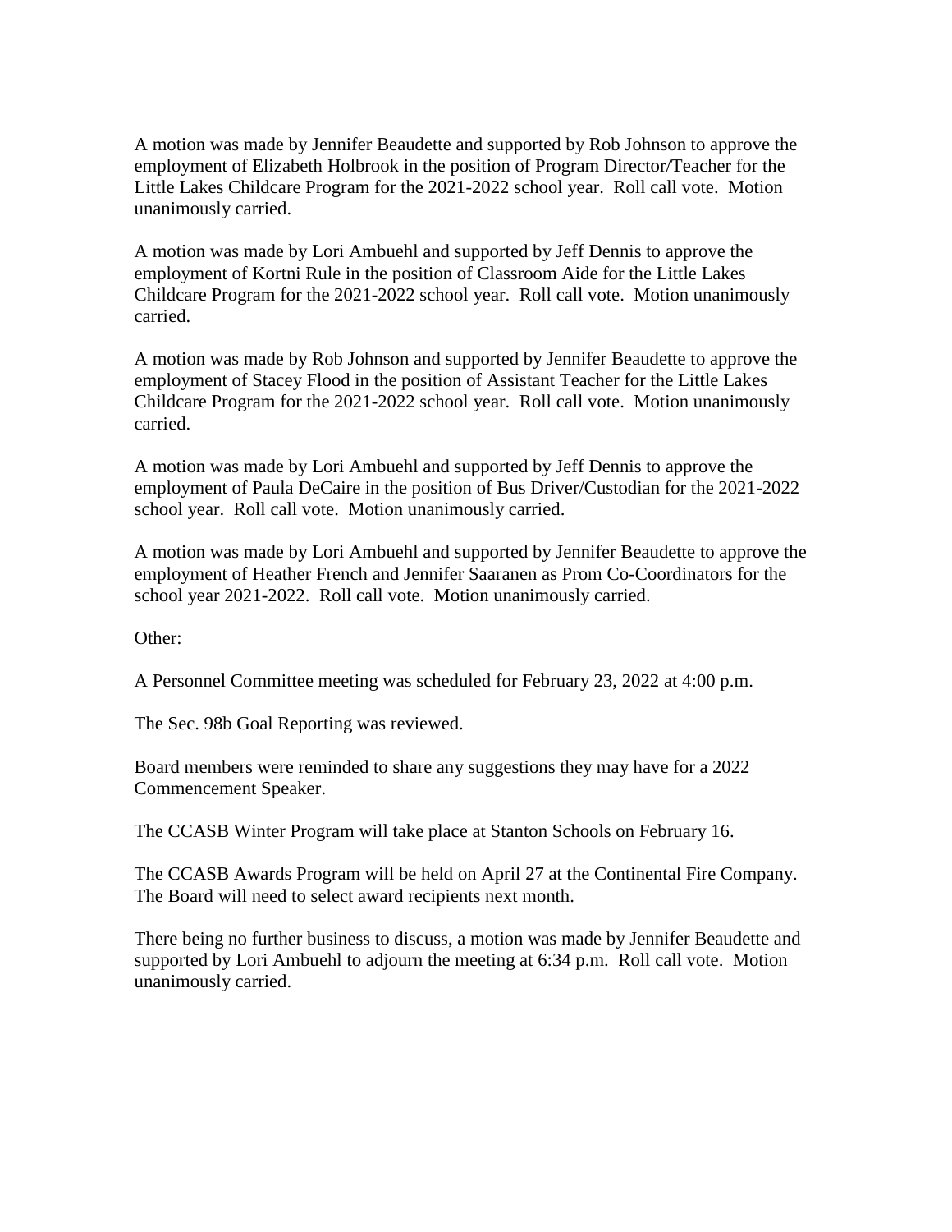A motion was made by Jennifer Beaudette and supported by Rob Johnson to approve the employment of Elizabeth Holbrook in the position of Program Director/Teacher for the Little Lakes Childcare Program for the 2021-2022 school year. Roll call vote. Motion unanimously carried.

A motion was made by Lori Ambuehl and supported by Jeff Dennis to approve the employment of Kortni Rule in the position of Classroom Aide for the Little Lakes Childcare Program for the 2021-2022 school year. Roll call vote. Motion unanimously carried.

A motion was made by Rob Johnson and supported by Jennifer Beaudette to approve the employment of Stacey Flood in the position of Assistant Teacher for the Little Lakes Childcare Program for the 2021-2022 school year. Roll call vote. Motion unanimously carried.

A motion was made by Lori Ambuehl and supported by Jeff Dennis to approve the employment of Paula DeCaire in the position of Bus Driver/Custodian for the 2021-2022 school year. Roll call vote. Motion unanimously carried.

A motion was made by Lori Ambuehl and supported by Jennifer Beaudette to approve the employment of Heather French and Jennifer Saaranen as Prom Co-Coordinators for the school year 2021-2022. Roll call vote. Motion unanimously carried.

Other:

A Personnel Committee meeting was scheduled for February 23, 2022 at 4:00 p.m.

The Sec. 98b Goal Reporting was reviewed.

Board members were reminded to share any suggestions they may have for a 2022 Commencement Speaker.

The CCASB Winter Program will take place at Stanton Schools on February 16.

The CCASB Awards Program will be held on April 27 at the Continental Fire Company. The Board will need to select award recipients next month.

There being no further business to discuss, a motion was made by Jennifer Beaudette and supported by Lori Ambuehl to adjourn the meeting at 6:34 p.m. Roll call vote. Motion unanimously carried.